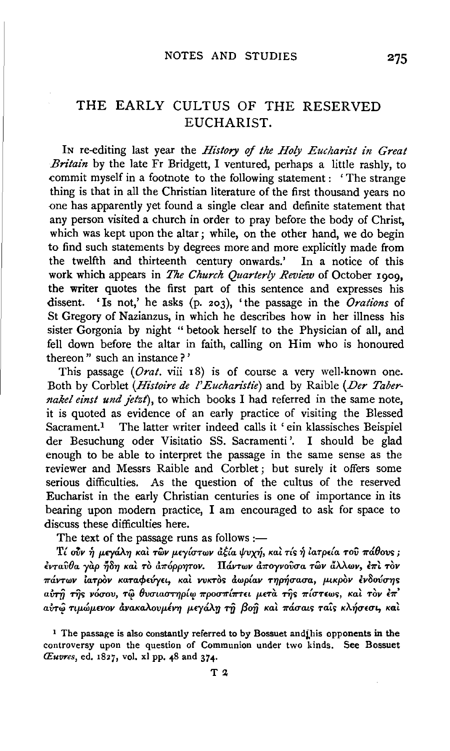# THE EARLY CULTUS OF THE RESERVED EUCHARIST.

IN re-editing last year the *History of the Holy Eucharist in Great Britain* by the late Fr Bridgett, I ventured, perhaps a little rashly, to commit myself in a footnote to the following statement: 'The strange thing is that in all the Christian literature of the first thousand years no one has apparently yet found a single clear and definite statement that any person visited a church in order to pray before the body of Christ, which was kept upon the altar; while, on the other hand, we do begin to find such statements by degrees more and more explicitly made from the twelfth and thirteenth century onwards.' In a notice of this work which appears in *The Church Quarterly Review* of October 1909, the writer quotes the first part of this sentence and expresses his dissent. 'Is not,' he asks (p. 203), 'the passage in the *Orations* of St Gregory of Nazianzus, in which he describes how in her illness his sister Gorgonia by night "betook herself to the Physician of all, and fell down before the altar in faith, calling on Him who is honoured thereon" such an instance?'

This passage (*Orat.* viii 18) is of course a very well-known one. Both by Corblet (*Histoire de l'Eucharistie*) and by Raible (*Der Tabernakel einst und jetzt*), to which books I had referred in the same note, it is quoted as evidence of an early practice of visiting the Blessed Sacrament.[1] The latter writer indeed calls it 'ein klassisches Beispiel der Besuchung oder Visitatio SS. Sacramenti'. I should be glad enough to be able to interpret the passage in the same sense as the reviewer and Messrs Raible and Corblet; but surely it offers some serious difficulties. As the question of the cultus of the reserved Eucharist in the early Christian centuries is one of importance in its bearing upon modern practice, I am encouraged to ask for space to discuss these difficulties here.

The text of the passage runs as follows:—

Τί οὖν ἡ μεγάλη καὶ τῶν μεγίστων ἀξία ψυχή, καὶ τίς ἡ ἰατρεία τοῦ πάθους; ἐνταῦθα γὰρ ἤδη καὶ τὸ ἀπόρρητον. Πάντων ἀπογνοῦσα τῶν ἄλλων, ἐπὶ τὸν πάντων ἰατρὸν καταφεύγει, καὶ νυκτὸς ἀωρίαν τηρήσασα, μικρὸν ἐνδούσης αὐτῇ τῆς νόσου, τῷ θυσιαστηρίῳ προσπίπτει μετὰ τῆς πίστεως, καὶ τὸν ἐπ' αὐτῷ τιμώμενον ἀνακαλουμένη μεγάλῃ τῇ βοῇ καὶ πάσαις ταῖς κλήσεσι, καὶ

[1] The passage is also constantly referred to by Bossuet and his opponents in the controversy upon the question of Communion under two kinds. See Bossuet *Œuvres*, ed. 1827, vol. xl pp. 48 and 374.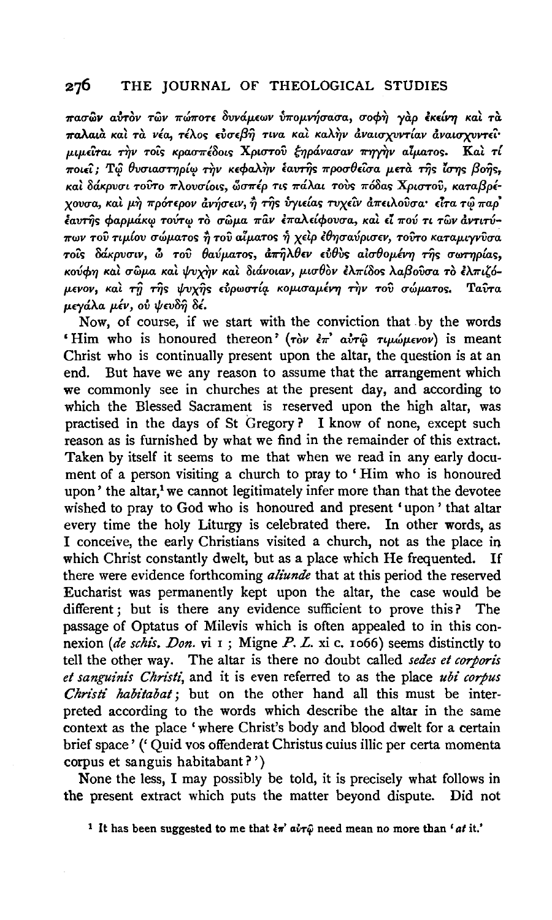πασῶν αὐτὸν τῶν πώποτε δυνάμεων ὑπομνήσασα, σοφὴ γὰρ ἐκείνη καὶ τὰ παλαιὰ καὶ τὰ νέα, τέλος εὐσεβῆ τινα καὶ καλὴν ἀναισχυντίαν ἀναισχυντεῖ· μιμεῖται τὴν τοῖς κρασπέδοις Χριστοῦ ξηράνασαν πηγὴν αἵματος. Καὶ τί ποιεῖ; Τῷ θυσιαστηρίῳ τὴν κεφαλὴν ἑαυτῆς προσθεῖσα μετὰ τῆς ἴσης βοῆς, καὶ δάκρυσι τοῦτο πλουσίοις, ὥσπέρ τις πάλαι τοὺς πόδας Χριστοῦ, καταβρέχουσα, καὶ μὴ πρότερον ἀνήσειν, ἢ τῆς ὑγιείας τυχεῖν ἀπειλοῦσα· εἶτα τῷ παρ' ἑαυτῆς φαρμάκῳ τούτῳ τὸ σῶμα πᾶν ἐπαλείφουσα, καὶ εἴ πού τι τῶν ἀντιτύπων τοῦ τιμίου σώματος ἢ τοῦ αἵματος ἡ χεὶρ ἐθησαύρισεν, τοῦτο καταμιγνῦσα τοῖς δάκρυσιν, ὢ τοῦ θαύματος, ἀπῆλθεν εὐθὺς αἰσθομένη τῆς σωτηρίας, κούφη καὶ σῶμα καὶ ψυχὴν καὶ διάνοιαν, μισθὸν ἐλπίδος λαβοῦσα τὸ ἐλπιζόμενον, καὶ τῇ τῆς ψυχῆς εὐρωστίᾳ κομισαμένη τὴν τοῦ σώματος. Ταῦτα μεγάλα μέν, οὐ ψευδῆ δέ.

Now, of course, if we start with the conviction that by the words 'Him who is honoured thereon' (τὸν ἐπ' αὐτῷ τιμώμενον) is meant Christ who is continually present upon the altar, the question is at an end. But have we any reason to assume that the arrangement which we commonly see in churches at the present day, and according to which the Blessed Sacrament is reserved upon the high altar, was practised in the days of St Gregory? I know of none, except such reason as is furnished by what we find in the remainder of this extract. Taken by itself it seems to me that when we read in any early document of a person visiting a church to pray to 'Him who is honoured upon' the altar,[1] we cannot legitimately infer more than that the devotee wished to pray to God who is honoured and present 'upon' that altar every time the holy Liturgy is celebrated there. In other words, as I conceive, the early Christians visited a church, not as the place in which Christ constantly dwelt, but as a place which He frequented. If there were evidence forthcoming *aliunde* that at this period the reserved Eucharist was permanently kept upon the altar, the case would be different; but is there any evidence sufficient to prove this? The passage of Optatus of Milevis which is often appealed to in this connexion (*de schis. Don.* vi 1; Migne *P. L.* xi c. 1066) seems distinctly to tell the other way. The altar is there no doubt called *sedes et corporis et sanguinis Christi*, and it is even referred to as the place *ubi corpus Christi habitabat*; but on the other hand all this must be interpreted according to the words which describe the altar in the same context as the place 'where Christ's body and blood dwelt for a certain brief space' ('Quid vos offenderat Christus cuius illic per certa momenta corpus et sanguis habitabant?')

None the less, I may possibly be told, it is precisely what follows in the present extract which puts the matter beyond dispute. Did not

[1] It has been suggested to me that ἐπ' αὐτῷ need mean no more than '*at* it.'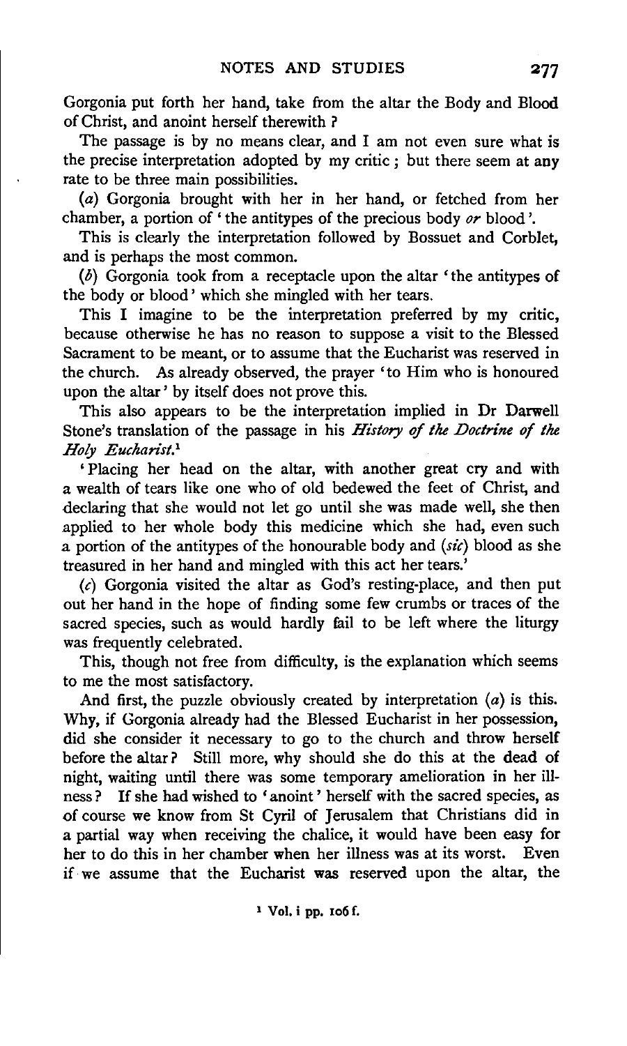Gorgonia put forth her hand, take from the altar the Body and Blood of Christ, and anoint herself therewith?

The passage is by no means clear, and I am not even sure what is the precise interpretation adopted by my critic; but there seem at any rate to be three main possibilities.

(*a*) Gorgonia brought with her in her hand, or fetched from her chamber, a portion of 'the antitypes of the precious body *or* blood'.

This is clearly the interpretation followed by Bossuet and Corblet, and is perhaps the most common.

(*b*) Gorgonia took from a receptacle upon the altar 'the antitypes of the body or blood' which she mingled with her tears.

This I imagine to be the interpretation preferred by my critic, because otherwise he has no reason to suppose a visit to the Blessed Sacrament to be meant, or to assume that the Eucharist was reserved in the church. As already observed, the prayer 'to Him who is honoured upon the altar' by itself does not prove this.

This also appears to be the interpretation implied in Dr Darwell Stone's translation of the passage in his *History of the Doctrine of the Holy Eucharist.*[1]

'Placing her head on the altar, with another great cry and with a wealth of tears like one who of old bedewed the feet of Christ, and declaring that she would not let go until she was made well, she then applied to her whole body this medicine which she had, even such a portion of the antitypes of the honourable body and (*sic*) blood as she treasured in her hand and mingled with this act her tears.'

(*c*) Gorgonia visited the altar as God's resting-place, and then put out her hand in the hope of finding some few crumbs or traces of the sacred species, such as would hardly fail to be left where the liturgy was frequently celebrated.

This, though not free from difficulty, is the explanation which seems to me the most satisfactory.

And first, the puzzle obviously created by interpretation (*a*) is this. Why, if Gorgonia already had the Blessed Eucharist in her possession, did she consider it necessary to go to the church and throw herself before the altar? Still more, why should she do this at the dead of night, waiting until there was some temporary amelioration in her illness? If she had wished to 'anoint' herself with the sacred species, as of course we know from St Cyril of Jerusalem that Christians did in a partial way when receiving the chalice, it would have been easy for her to do this in her chamber when her illness was at its worst. Even if we assume that the Eucharist was reserved upon the altar, the

[1] Vol. i pp. 106 f.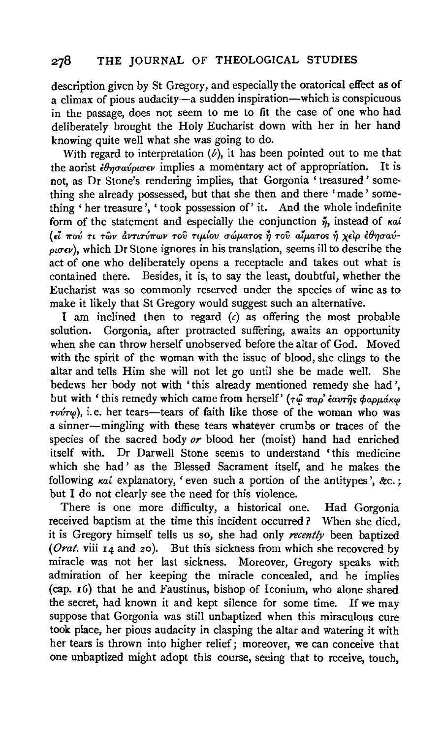description given by St Gregory, and especially the oratorical effect as of a climax of pious audacity—a sudden inspiration—which is conspicuous in the passage, does not seem to me to fit the case of one who had deliberately brought the Holy Eucharist down with her in her hand knowing quite well what she was going to do.

With regard to interpretation (*b*), it has been pointed out to me that the aorist *ἐθησαύρισεν* implies a momentary act of appropriation. It is not, as Dr Stone's rendering implies, that Gorgonia 'treasured' something she already possessed, but that she then and there 'made' something 'her treasure', 'took possession of' it. And the whole indefinite form of the statement and especially the conjunction *ἤ*, instead of *καί* (*εἴ πού τι τῶν ἀντιτύπων τοῦ τιμίου σώματος ἢ τοῦ αἵματος ἡ χεὶρ ἐθησαύρισεν*), which Dr Stone ignores in his translation, seems ill to describe the act of one who deliberately opens a receptacle and takes out what is contained there. Besides, it is, to say the least, doubtful, whether the Eucharist was so commonly reserved under the species of wine as to make it likely that St Gregory would suggest such an alternative.

I am inclined then to regard (*c*) as offering the most probable solution. Gorgonia, after protracted suffering, awaits an opportunity when she can throw herself unobserved before the altar of God. Moved with the spirit of the woman with the issue of blood, she clings to the altar and tells Him she will not let go until she be made well. She bedews her body not with 'this already mentioned remedy she had', but with 'this remedy which came from herself' (*τῷ παρ' ἑαυτῆς φαρμάκῳ τούτῳ*), i.e. her tears—tears of faith like those of the woman who was a sinner—mingling with these tears whatever crumbs or traces of the species of the sacred body *or* blood her (moist) hand had enriched itself with. Dr Darwell Stone seems to understand 'this medicine which she had' as the Blessed Sacrament itself, and he makes the following *καί* explanatory, 'even such a portion of the antitypes', &c.; but I do not clearly see the need for this violence.

There is one more difficulty, a historical one. Had Gorgonia received baptism at the time this incident occurred? When she died, it is Gregory himself tells us so, she had only *recently* been baptized (*Orat.* viii 14 and 20). But this sickness from which she recovered by miracle was not her last sickness. Moreover, Gregory speaks with admiration of her keeping the miracle concealed, and he implies (cap. 16) that he and Faustinus, bishop of Iconium, who alone shared the secret, had known it and kept silence for some time. If we may suppose that Gorgonia was still unbaptized when this miraculous cure took place, her pious audacity in clasping the altar and watering it with her tears is thrown into higher relief; moreover, we can conceive that one unbaptized might adopt this course, seeing that to receive, touch,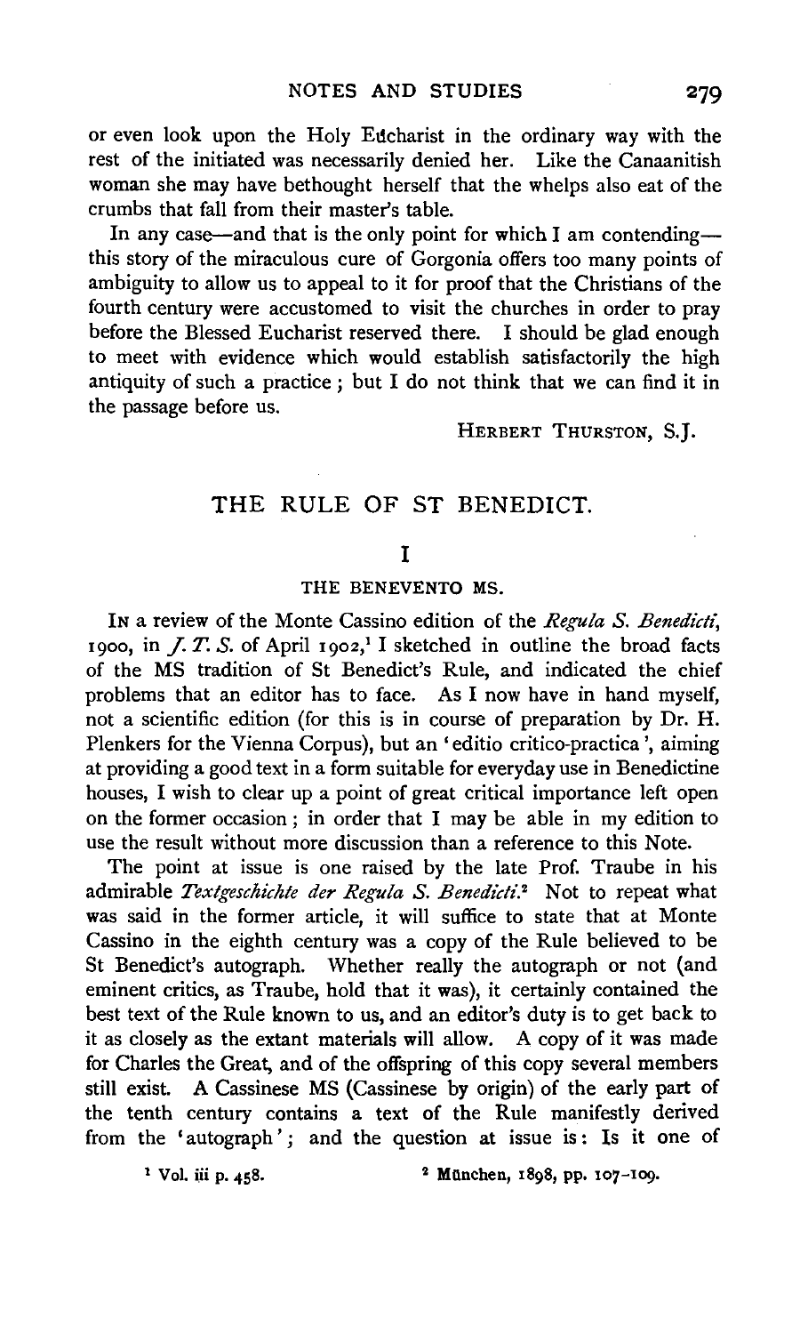or even look upon the Holy Eucharist in the ordinary way with the rest of the initiated was necessarily denied her. Like the Canaanitish woman she may have bethought herself that the whelps also eat of the crumbs that fall from their master's table.

In any case—and that is the only point for which I am contending—this story of the miraculous cure of Gorgonia offers too many points of ambiguity to allow us to appeal to it for proof that the Christians of the fourth century were accustomed to visit the churches in order to pray before the Blessed Eucharist reserved there. I should be glad enough to meet with evidence which would establish satisfactorily the high antiquity of such a practice; but I do not think that we can find it in the passage before us.

HERBERT THURSTON, S.J.

## THE RULE OF ST BENEDICT.

### I

### THE BENEVENTO MS.

IN a review of the Monte Cassino edition of the *Regula S. Benedicti*, 1900, in *J. T. S.* of April 1902,[1] I sketched in outline the broad facts of the MS tradition of St Benedict's Rule, and indicated the chief problems that an editor has to face. As I now have in hand myself, not a scientific edition (for this is in course of preparation by Dr. H. Plenkers for the Vienna Corpus), but an 'editio critico-practica', aiming at providing a good text in a form suitable for everyday use in Benedictine houses, I wish to clear up a point of great critical importance left open on the former occasion; in order that I may be able in my edition to use the result without more discussion than a reference to this Note.

The point at issue is one raised by the late Prof. Traube in his admirable *Textgeschichte der Regula S. Benedicti*.[2] Not to repeat what was said in the former article, it will suffice to state that at Monte Cassino in the eighth century was a copy of the Rule believed to be St Benedict's autograph. Whether really the autograph or not (and eminent critics, as Traube, hold that it was), it certainly contained the best text of the Rule known to us, and an editor's duty is to get back to it as closely as the extant materials will allow. A copy of it was made for Charles the Great, and of the offspring of this copy several members still exist. A Cassinese MS (Cassinese by origin) of the early part of the tenth century contains a text of the Rule manifestly derived from the 'autograph'; and the question at issue is: Is it one of

[1] Vol. iii p. 458.

[2] München, 1898, pp. 107–109.